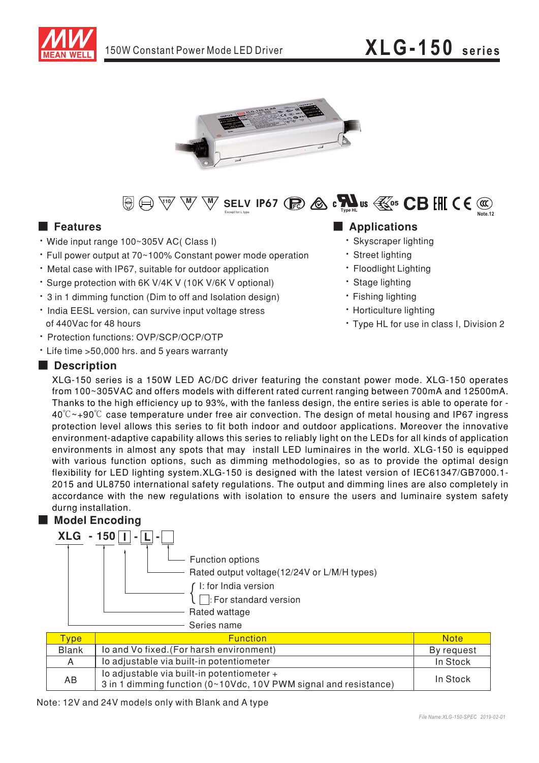# 150W Constant Power Mode LED Driver

# XLG-150 series

SELV IP67 (Except for L type) Type HL Note.12

## Features

- Wide input range 100~305V AC( Class I)
- Full power output at 70~100% Constant power mode operation
- Metal case with IP67, suitable for outdoor application
- Surge protection with 6K V/4K V (10K V/6K V optional)
- 3 in 1 dimming function (Dim to off and Isolation design)
- India EESL version, can survive input voltage stress of 440Vac for 48 hours
- Protection functions: OVP/SCP/OCP/OTP
- Life time >50,000 hrs. and 5 years warranty

## Applications

- Skyscraper lighting
- Street lighting
- Floodlight Lighting
- Stage lighting
- Fishing lighting
- Horticulture lighting
- Type HL for use in class I, Division 2

## Description

XLG-150 series is a 150W LED AC/DC driver featuring the constant power mode. XLG-150 operates from 100~305VAC and offers models with different rated current ranging between 700mA and 12500mA. Thanks to the high efficiency up to 93%, with the fanless design, the entire series is able to operate for -40℃~+90℃ case temperature under free air convection. The design of metal housing and IP67 ingress protection level allows this series to fit both indoor and outdoor applications. Moreover the innovative environment-adaptive capability allows this series to reliably light on the LEDs for all kinds of application environments in almost any spots that may install LED luminaires in the world. XLG-150 is equipped with various function options, such as dimming methodologies, so as to provide the optimal design flexibility for LED lighting system.XLG-150 is designed with the latest version of IEC61347/GB7000.1-2015 and UL8750 international safety regulations. The output and dimming lines are also completely in accordance with the new regulations with isolation to ensure the users and luminaire system safety durng installation.

## Model Encoding

**XLG - 150 [I] - [L] - [ ]**

- [ ] : Function options
- [L] : Rated output voltage(12/24V or L/M/H types)
- [I] : I: for India version; [ ]: For standard version
- 150 : Rated wattage
- XLG : Series name

| Type | Function | Note |
|---|---|---|
| Blank | Io and Vo fixed.(For harsh environment) | By request |
| A | Io adjustable via built-in potentiometer | In Stock |
| AB | Io adjustable via built-in potentiometer + 3 in 1 dimming function (0~10Vdc, 10V PWM signal and resistance) | In Stock |

Note: 12V and 24V models only with Blank and A type

File Name:XLG-150-SPEC 2019-02-01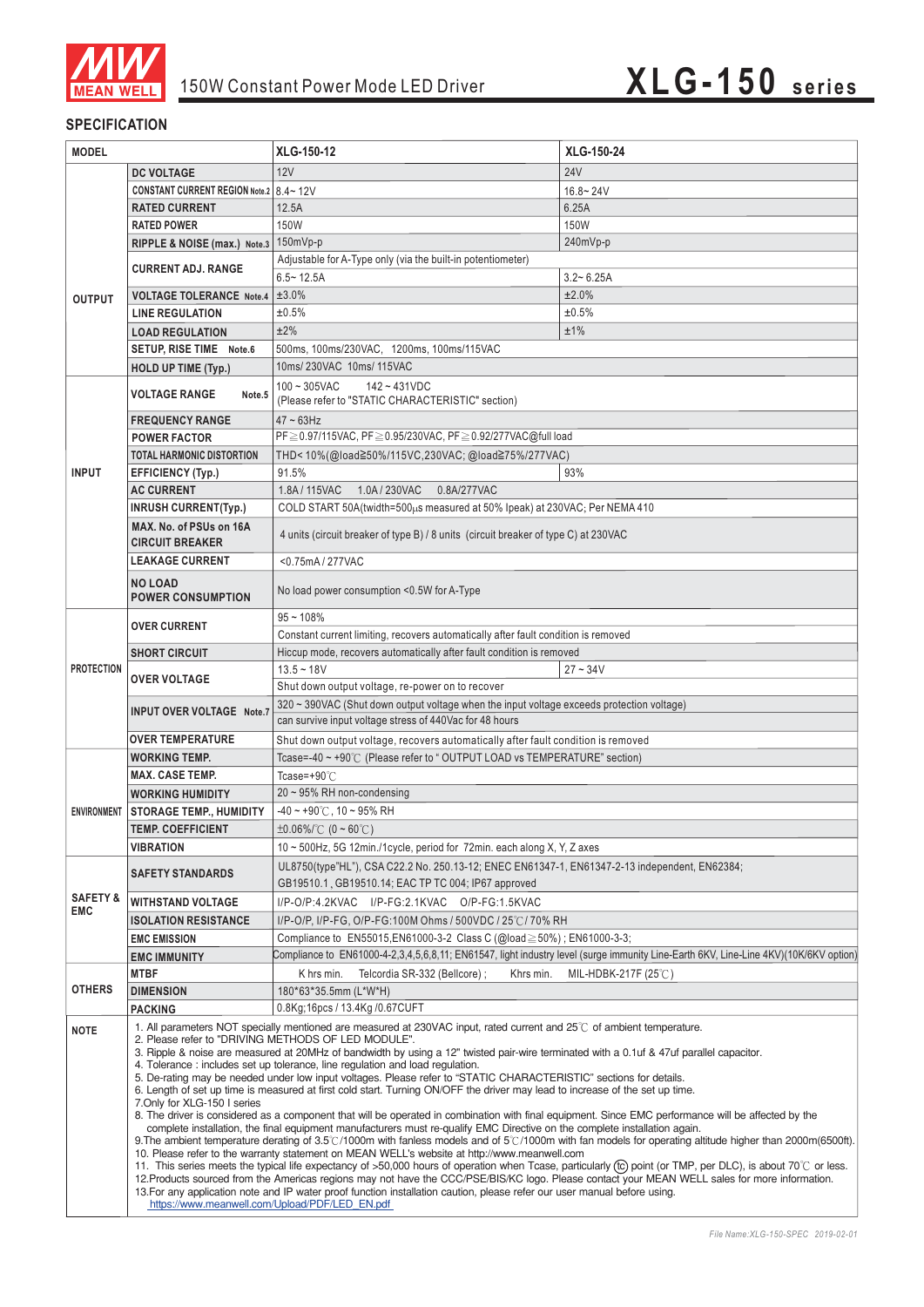# 150W Constant Power Mode LED Driver

# XLG-150 series

## SPECIFICATION

| MODEL | | XLG-150-12 | XLG-150-24 |
|---|---|---|---|
| OUTPUT | DC VOLTAGE | 12V | 24V |
| | CONSTANT CURRENT REGION Note.2 | 8.4~ 12V | 16.8~ 24V |
| | RATED CURRENT | 12.5A | 6.25A |
| | RATED POWER | 150W | 150W |
| | RIPPLE & NOISE (max.) Note.3 | 150mVp-p | 240mVp-p |
| | CURRENT ADJ. RANGE | Adjustable for A-Type only (via the built-in potentiometer) | |
| | | 6.5~ 12.5A | 3.2~ 6.25A |
| | VOLTAGE TOLERANCE Note.4 | ±3.0% | ±2.0% |
| | LINE REGULATION | ±0.5% | ±0.5% |
| | LOAD REGULATION | ±2% | ±1% |
| | SETUP, RISE TIME Note.6 | 500ms, 100ms/230VAC, 1200ms, 100ms/115VAC | |
| | HOLD UP TIME (Typ.) | 10ms/ 230VAC 10ms/ 115VAC | |
| INPUT | VOLTAGE RANGE Note.5 | 100 ~ 305VAC 142 ~ 431VDC (Please refer to "STATIC CHARACTERISTIC" section) | |
| | FREQUENCY RANGE | 47 ~ 63Hz | |
| | POWER FACTOR | PF≧0.97/115VAC, PF≧0.95/230VAC, PF≧0.92/277VAC@full load | |
| | TOTAL HARMONIC DISTORTION | THD< 10%(@load≧50%/115VC,230VAC; @load≧75%/277VAC) | |
| | EFFICIENCY (Typ.) | 91.5% | 93% |
| | AC CURRENT | 1.8A / 115VAC 1.0A / 230VAC 0.8A/277VAC | |
| | INRUSH CURRENT(Typ.) | COLD START 50A(twidth=500μs measured at 50% Ipeak) at 230VAC; Per NEMA 410 | |
| | MAX. No. of PSUs on 16A CIRCUIT BREAKER | 4 units (circuit breaker of type B) / 8 units (circuit breaker of type C) at 230VAC | |
| | LEAKAGE CURRENT | <0.75mA / 277VAC | |
| | NO LOAD POWER CONSUMPTION | No load power consumption <0.5W for A-Type | |
| PROTECTION | OVER CURRENT | 95 ~ 108% | |
| | | Constant current limiting, recovers automatically after fault condition is removed | |
| | SHORT CIRCUIT | Hiccup mode, recovers automatically after fault condition is removed | |
| | OVER VOLTAGE | 13.5 ~ 18V | 27 ~ 34V |
| | | Shut down output voltage, re-power on to recover | |
| | INPUT OVER VOLTAGE Note.7 | 320 ~ 390VAC (Shut down output voltage when the input voltage exceeds protection voltage) | |
| | | can survive input voltage stress of 440Vac for 48 hours | |
| | OVER TEMPERATURE | Shut down output voltage, recovers automatically after fault condition is removed | |
| ENVIRONMENT | WORKING TEMP. | Tcase=-40 ~ +90℃ (Please refer to " OUTPUT LOAD vs TEMPERATURE" section) | |
| | MAX. CASE TEMP. | Tcase=+90℃ | |
| | WORKING HUMIDITY | 20 ~ 95% RH non-condensing | |
| | STORAGE TEMP., HUMIDITY | -40 ~ +90℃, 10 ~ 95% RH | |
| | TEMP. COEFFICIENT | ±0.06%/℃ (0 ~ 60℃) | |
| | VIBRATION | 10 ~ 500Hz, 5G 12min./1cycle, period for 72min. each along X, Y, Z axes | |
| SAFETY & EMC | SAFETY STANDARDS | UL8750(type"HL"), CSA C22.2 No. 250.13-12; ENEC EN61347-1, EN61347-2-13 independent, EN62384; GB19510.1 , GB19510.14; EAC TP TC 004; IP67 approved | |
| | WITHSTAND VOLTAGE | I/P-O/P:4.2KVAC I/P-FG:2.1KVAC O/P-FG:1.5KVAC | |
| | ISOLATION RESISTANCE | I/P-O/P, I/P-FG, O/P-FG:100M Ohms / 500VDC / 25℃/ 70% RH | |
| | EMC EMISSION | Compliance to EN55015,EN61000-3-2 Class C (@load≧50%) ; EN61000-3-3; | |
| | EMC IMMUNITY | Compliance to EN61000-4-2,3,4,5,6,8,11; EN61547, light industry level (surge immunity Line-Earth 6KV, Line-Line 4KV)(10K/6KV option) | |
| OTHERS | MTBF | K hrs min. Telcordia SR-332 (Bellcore) ; Khrs min. MIL-HDBK-217F (25℃) | |
| | DIMENSION | 180*63*35.5mm (L*W*H) | |
| | PACKING | 0.8Kg;16pcs / 13.4Kg /0.67CUFT | |

**NOTE**

1. All parameters NOT specially mentioned are measured at 230VAC input, rated current and 25℃ of ambient temperature.
2. Please refer to "DRIVING METHODS OF LED MODULE".
3. Ripple & noise are measured at 20MHz of bandwidth by using a 12" twisted pair-wire terminated with a 0.1uf & 47uf parallel capacitor.
4. Tolerance : includes set up tolerance, line regulation and load regulation.
5. De-rating may be needed under low input voltages. Please refer to "STATIC CHARACTERISTIC" sections for details.
6. Length of set up time is measured at first cold start. Turning ON/OFF the driver may lead to increase of the set up time.
7. Only for XLG-150 I series
8. The driver is considered as a component that will be operated in combination with final equipment. Since EMC performance will be affected by the complete installation, the final equipment manufacturers must re-qualify EMC Directive on the complete installation again.
9. The ambient temperature derating of 3.5℃/1000m with fanless models and of 5℃/1000m with fan models for operating altitude higher than 2000m(6500ft).
10. Please refer to the warranty statement on MEAN WELL's website at http://www.meanwell.com
11. This series meets the typical life expectancy of >50,000 hours of operation when Tcase, particularly (tc) point (or TMP, per DLC), is about 70℃ or less.
12. Products sourced from the Americas regions may not have the CCC/PSE/BIS/KC logo. Please contact your MEAN WELL sales for more information.
13. For any application note and IP water proof function installation caution, please refer our user manual before using. https://www.meanwell.com/Upload/PDF/LED_EN.pdf

*File Name:XLG-150-SPEC 2019-02-01*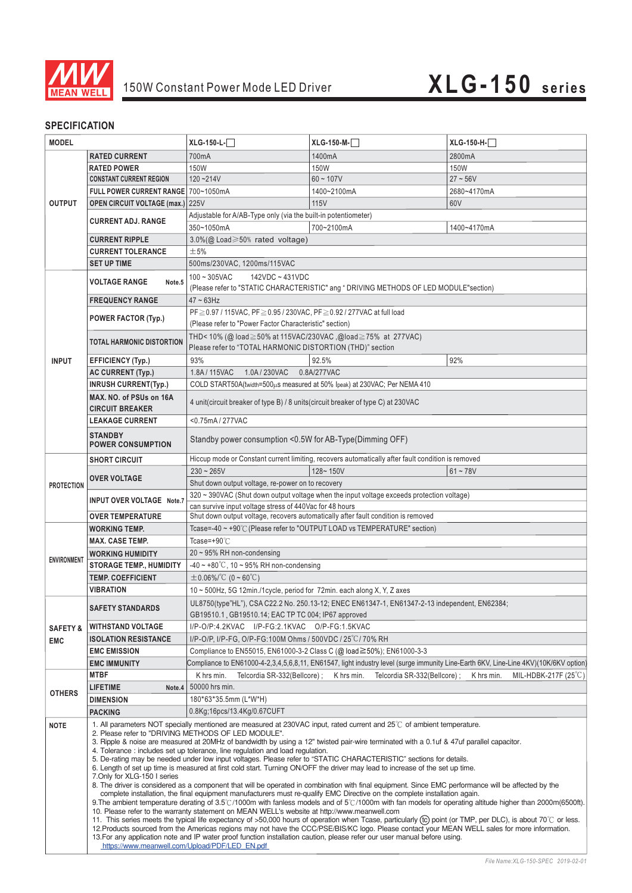# 150W Constant Power Mode LED Driver **XLG-150 series**

## SPECIFICATION

| MODEL | | XLG-150-L-□ | XLG-150-M-□ | XLG-150-H-□ |
|---|---|---|---|---|
| OUTPUT | RATED CURRENT | 700mA | 1400mA | 2800mA |
| | RATED POWER | 150W | 150W | 150W |
| | CONSTANT CURRENT REGION | 120 ~214V | 60 ~ 107V | 27 ~ 56V |
| | FULL POWER CURRENT RANGE | 700~1050mA | 1400~2100mA | 2680~4170mA |
| | OPEN CIRCUIT VOLTAGE (max.) | 225V | 115V | 60V |
| | CURRENT ADJ. RANGE | Adjustable for A/AB-Type only (via the built-in potentiometer) | | |
| | | 350~1050mA | 700~2100mA | 1400~4170mA |
| | CURRENT RIPPLE | 3.0%(@ Load≧50% rated voltage) | | |
| | CURRENT TOLERANCE | ±5% | | |
| | SET UP TIME | 500ms/230VAC, 1200ms/115VAC | | |
| INPUT | VOLTAGE RANGE Note.5 | 100 ~ 305VAC 142VDC ~ 431VDC (Please refer to "STATIC CHARACTERISTIC" ang " DRIVING METHODS OF LED MODULE"section) | | |
| | FREQUENCY RANGE | 47 ~ 63Hz | | |
| | POWER FACTOR (Typ.) | PF≧0.97 / 115VAC, PF≧0.95 / 230VAC, PF≧0.92 / 277VAC at full load (Please refer to "Power Factor Characteristic" section) | | |
| | TOTAL HARMONIC DISTORTION | THD< 10% (@ load≧50% at 115VAC/230VAC ,@load≧75% at 277VAC) Please refer to "TOTAL HARMONIC DISTORTION (THD)" section | | |
| | EFFICIENCY (Typ.) | 93% | 92.5% | 92% |
| | AC CURRENT (Typ.) | 1.8A / 115VAC 1.0A / 230VAC 0.8A/277VAC | | |
| | INRUSH CURRENT(Typ.) | COLD START50A(twidth=500μs measured at 50% Ipeak) at 230VAC; Per NEMA 410 | | |
| | MAX. NO. of PSUs on 16A CIRCUIT BREAKER | 4 unit(circuit breaker of type B) / 8 units(circuit breaker of type C) at 230VAC | | |
| | LEAKAGE CURRENT | <0.75mA / 277VAC | | |
| | STANDBY POWER CONSUMPTION | Standby power consumption <0.5W for AB-Type(Dimming OFF) | | |
| PROTECTION | SHORT CIRCUIT | Hiccup mode or Constant current limiting, recovers automatically after fault condition is removed | | |
| | OVER VOLTAGE | 230 ~ 265V | 128~ 150V | 61 ~ 78V |
| | | Shut down output voltage, re-power on to recovery | | |
| | INPUT OVER VOLTAGE Note.7 | 320 ~ 390VAC (Shut down output voltage when the input voltage exceeds protection voltage) can survive input voltage stress of 440Vac for 48 hours | | |
| | OVER TEMPERATURE | Shut down output voltage, recovers automatically after fault condition is removed | | |
| ENVIRONMENT | WORKING TEMP. | Tcase=-40 ~ +90℃ (Please refer to "OUTPUT LOAD vs TEMPERATURE" section) | | |
| | MAX. CASE TEMP. | Tcase=+90℃ | | |
| | WORKING HUMIDITY | 20 ~ 95% RH non-condensing | | |
| | STORAGE TEMP., HUMIDITY | -40 ~ +80℃, 10 ~ 95% RH non-condensing | | |
| | TEMP. COEFFICIENT | ±0.06%/℃ (0 ~ 60℃) | | |
| | VIBRATION | 10 ~ 500Hz, 5G 12min./1cycle, period for 72min. each along X, Y, Z axes | | |
| SAFETY & EMC | SAFETY STANDARDS | UL8750(type"HL"), CSA C22.2 No. 250.13-12; ENEC EN61347-1, EN61347-2-13 independent, EN62384; GB19510.1 , GB19510.14; EAC TP TC 004; IP67 approved | | |
| | WITHSTAND VOLTAGE | I/P-O/P:4.2KVAC I/P-FG:2.1KVAC O/P-FG:1.5KVAC | | |
| | ISOLATION RESISTANCE | I/P-O/P, I/P-FG, O/P-FG:100M Ohms / 500VDC / 25℃/ 70% RH | | |
| | EMC EMISSION | Compliance to EN55015, EN61000-3-2 Class C (@ load≧50%); EN61000-3-3 | | |
| | EMC IMMUNITY | Compliance to EN61000-4-2,3,4,5,6,8,11, EN61547, light industry level (surge immunity Line-Earth 6KV, Line-Line 4KV)(10K/6KV option) | | |
| OTHERS | MTBF | K hrs min. Telcordia SR-332(Bellcore) ; | K hrs min. Telcordia SR-332(Bellcore) ; | K hrs min. MIL-HDBK-217F (25℃) |
| | LIFETIME Note.4 | 50000 hrs min. | | |
| | DIMENSION | 180*63*35.5mm (L*W*H) | | |
| | PACKING | 0.8Kg;16pcs/13.4Kg/0.67CUFT | | |

**NOTE**

1. All parameters NOT specially mentioned are measured at 230VAC input, rated current and 25℃ of ambient temperature.
2. Please refer to "DRIVING METHODS OF LED MODULE".
3. Ripple & noise are measured at 20MHz of bandwidth by using a 12" twisted pair-wire terminated with a 0.1uf & 47uf parallel capacitor.
4. Tolerance : includes set up tolerance, line regulation and load regulation.
5. De-rating may be needed under low input voltages. Please refer to "STATIC CHARACTERISTIC" sections for details.
6. Length of set up time is measured at first cold start. Turning ON/OFF the driver may lead to increase of the set up time.
7. Only for XLG-150 I series
8. The driver is considered as a component that will be operated in combination with final equipment. Since EMC performance will be affected by the complete installation, the final equipment manufacturers must re-qualify EMC Directive on the complete installation again.
9. The ambient temperature derating of 3.5℃/1000m with fanless models and of 5℃/1000m with fan models for operating altitude higher than 2000m(6500ft).
10. Please refer to the warranty statement on MEAN WELL's website at http://www.meanwell.com
11. This series meets the typical life expectancy of >50,000 hours of operation when Tcase, particularly (tc) point (or TMP, per DLC), is about 70℃ or less.
12. Products sourced from the Americas regions may not have the CCC/PSE/BIS/KC logo. Please contact your MEAN WELL sales for more information.
13. For any application note and IP water proof function installation caution, please refer our user manual before using. https://www.meanwell.com/Upload/PDF/LED_EN.pdf

*File Name:XLG-150-SPEC 2019-02-01*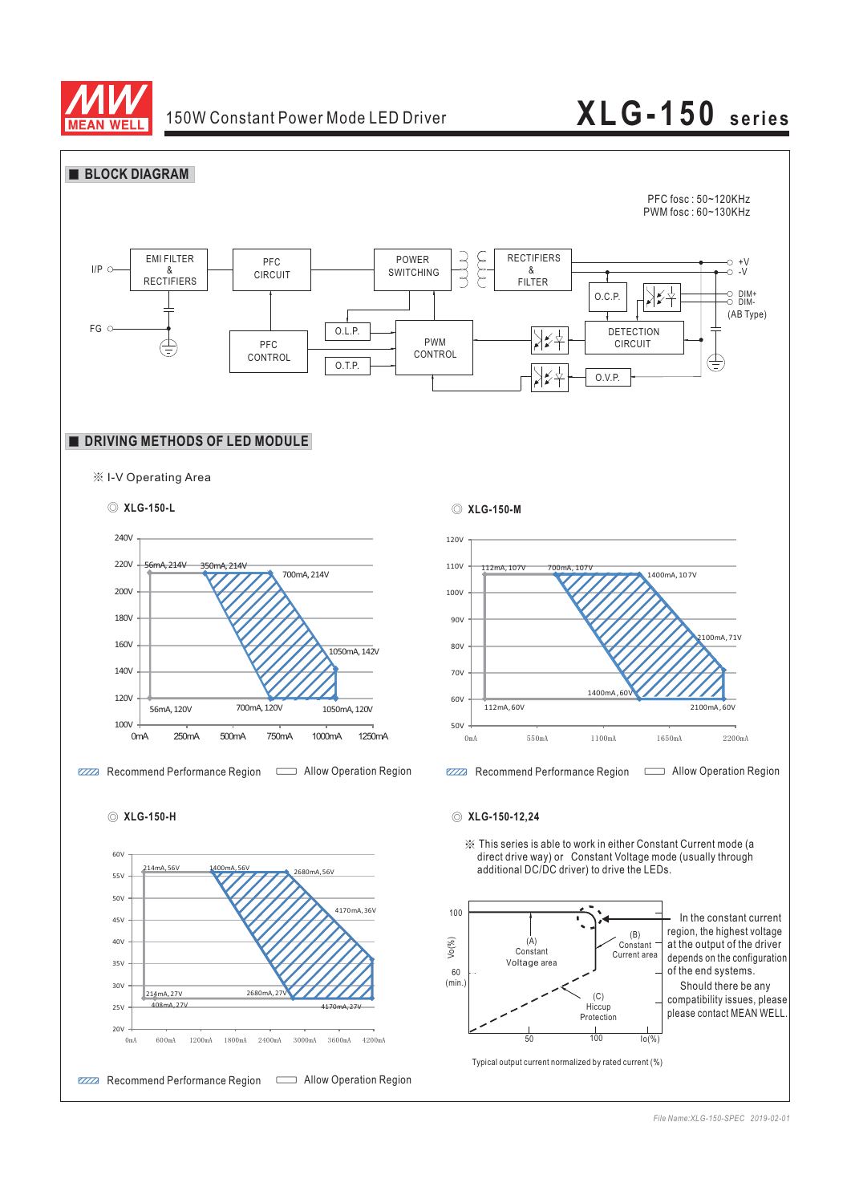## ■ BLOCK DIAGRAM

PFC fosc : 50~120KHz
PWM fosc : 60~130KHz

I/P
FG
EMI FILTER & RECTIFIERS
PFC CIRCUIT
POWER SWITCHING
RECTIFIERS & FILTER
+V
-V
PFC CONTROL
O.L.P.
O.T.P.
PWM CONTROL
O.C.P.
DETECTION CIRCUIT
O.V.P.
DIM+
DIM-
(AB Type)

## ■ DRIVING METHODS OF LED MODULE

※ I-V Operating Area

◎ XLG-150-L

56mA, 214V; 350mA, 214V; 700mA, 214V; 1050mA, 142V; 56mA, 120V; 700mA, 120V; 1050mA, 120V

▨ Recommend Performance Region ▭ Allow Operation Region

◎ XLG-150-M

112mA, 107V; 700mA, 107V; 1400mA, 107V; 2100mA, 71V; 1400mA, 60V; 112mA, 60V; 2100mA, 60V

▨ Recommend Performance Region ▭ Allow Operation Region

◎ XLG-150-H

214mA, 56V; 1400mA, 56V; 2680mA, 56V; 4170mA, 36V; 214mA, 27V; 408mA, 27V; 2680mA, 27V; 4170mA, 27V

▨ Recommend Performance Region ▭ Allow Operation Region

◎ XLG-150-12,24

※ This series is able to work in either Constant Current mode (a direct drive way) or Constant Voltage mode (usually through additional DC/DC driver) to drive the LEDs.

(A) Constant Voltage area
(B) Constant Current area
(C) Hiccup Protection

In the constant current region, the highest voltage at the output of the driver depends on the configuration of the end systems.
Should there be any compatibility issues, please please contact MEAN WELL.

Typical output current normalized by rated current (%)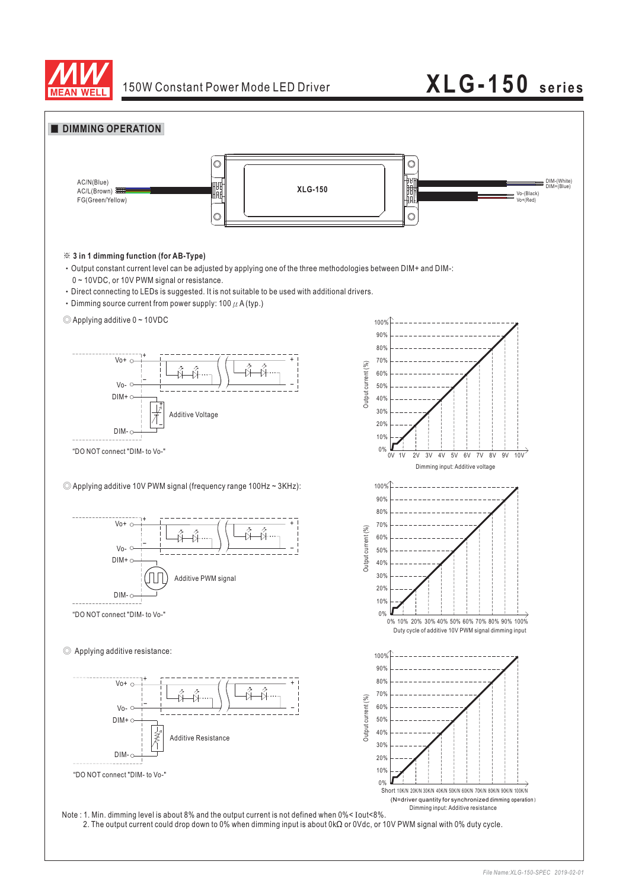## ■ DIMMING OPERATION

AC/N(Blue)
AC/L(Brown)
FG(Green/Yellow)

XLG-150

DIM-(White)
DIM+(Blue)
Vo-(Black)
Vo+(Red)

※ **3 in 1 dimming function (for AB-Type)**

- Output constant current level can be adjusted by applying one of the three methodologies between DIM+ and DIM-: 0 ~ 10VDC, or 10V PWM signal or resistance.
- Direct connecting to LEDs is suggested. It is not suitable to be used with additional drivers.
- Dimming source current from power supply: 100 $\mu$A (typ.)

◎ Applying additive 0 ~ 10VDC

Vo+, Vo-, DIM+, DIM-, Additive Voltage

"DO NOT connect "DIM- to Vo-"

Output current (%): 0% – 100%
Dimming input: Additive voltage (0V 1V 2V 3V 4V 5V 6V 7V 8V 9V 10V)

◎ Applying additive 10V PWM signal (frequency range 100Hz ~ 3KHz):

Vo+, Vo-, DIM+, DIM-, Additive PWM signal

"DO NOT connect "DIM- to Vo-"

Output current (%): 0% – 100%
Duty cycle of additive 10V PWM signal dimming input (0% 10% 20% 30% 40% 50% 60% 70% 80% 90% 100%)

◎ Applying additive resistance:

Vo+, Vo-, DIM+, DIM-, Additive Resistance

"DO NOT connect "DIM- to Vo-"

Output current (%): 0% – 100%
Short 10K/N 20K/N 30K/N 40K/N 50K/N 60K/N 70K/N 80K/N 90K/N 100K/N
(N=driver quantity for synchronized dimming operation)
Dimming input: Additive resistance

Note : 1. Min. dimming level is about 8% and the output current is not defined when 0%< Iout<8%.
2. The output current could drop down to 0% when dimming input is about 0kΩ or 0Vdc, or 10V PWM signal with 0% duty cycle.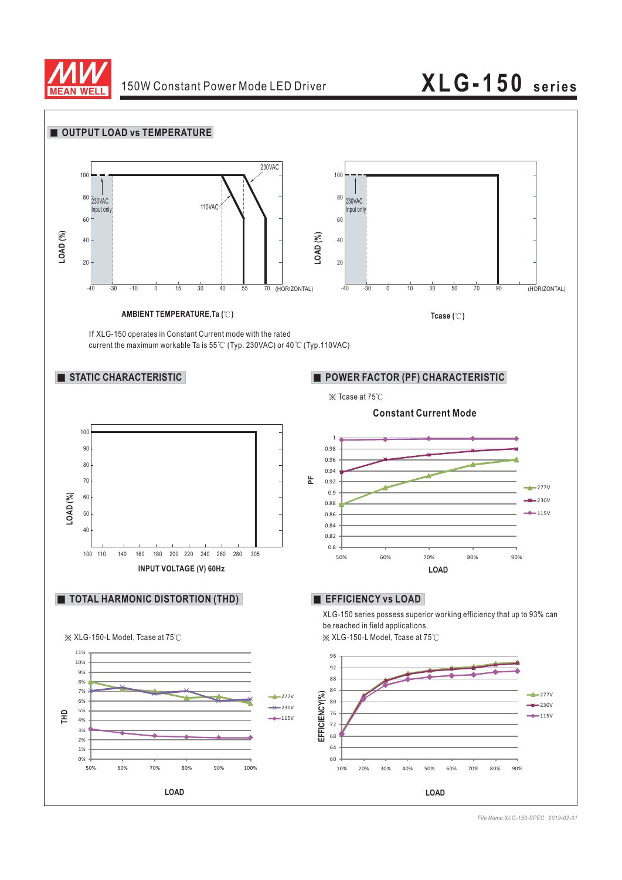## OUTPUT LOAD vs TEMPERATURE

LOAD (%)

230VAC Input only

230VAC

110VAC

AMBIENT TEMPERATURE,Ta (℃)

(HORIZONTAL)

LOAD (%)

230VAC Input only

Tcase (℃)

(HORIZONTAL)

If XLG-150 operates in Constant Current mode with the rated current the maximum workable Ta is 55℃ (Typ. 230VAC) or 40℃ (Typ.110VAC)

## STATIC CHARACTERISTIC

LOAD (%)

INPUT VOLTAGE (V) 60Hz

## POWER FACTOR (PF) CHARACTERISTIC

※ Tcase at 75℃

**Constant Current Mode**

PF

277V
230V
115V

LOAD

## TOTAL HARMONIC DISTORTION (THD)

※ XLG-150-L Model, Tcase at 75℃

THD

277V
230V
115V

LOAD

## EFFICIENCY vs LOAD

XLG-150 series possess superior working efficiency that up to 93% can be reached in field applications.

※ XLG-150-L Model, Tcase at 75℃

EFFICIENCY(%)

277V
230V
115V

LOAD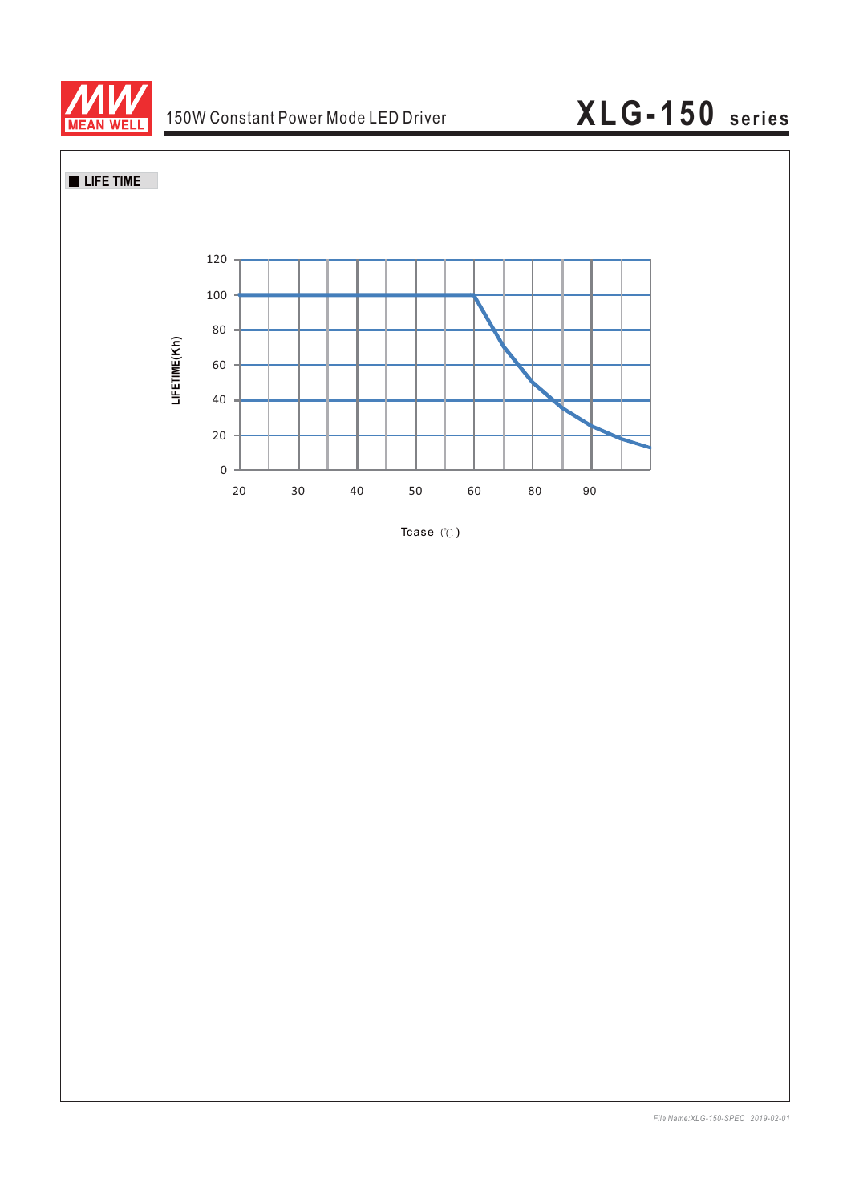## ■ LIFE TIME

LIFETIME(Kh)

120
100
80
60
40
20
0

20 30 40 50 60 80 90

Tcase (℃)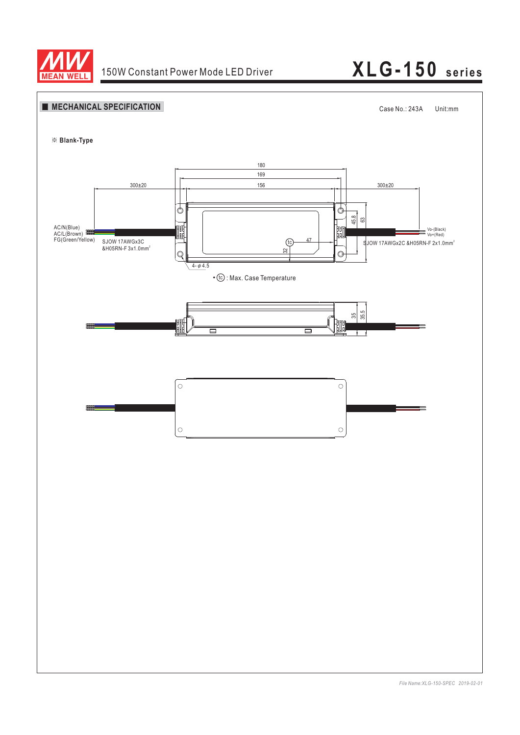## MECHANICAL SPECIFICATION

Case No.: 243A Unit:mm

※ **Blank-Type**

180

169

156

300±20

300±20

AC/N(Blue)
AC/L(Brown)
FG(Green/Yellow)

SJOW 17AWGx3C
&H05RN-F 3x1.0mm²

Vo-(Black)
Vo+(Red)

SJOW 17AWGx2C &H05RN-F 2x1.0mm²

45.8

63

47

32

4-φ4.5

• (tc) : Max. Case Temperature

35

35.5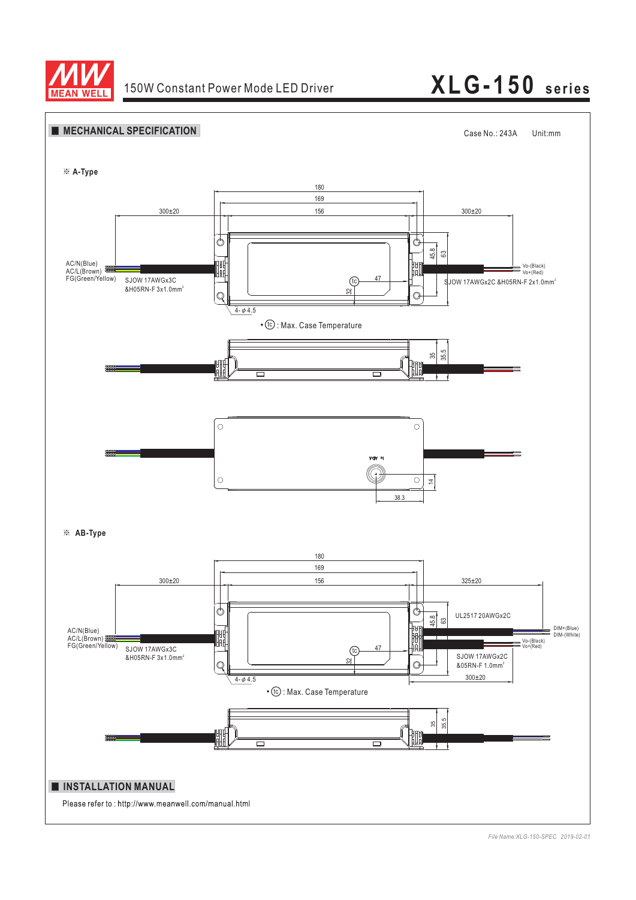## ■ MECHANICAL SPECIFICATION

Case No.: 243A Unit:mm

※ A-Type

180
169
156
300±20
300±20

AC/N(Blue)
AC/L(Brown)
FG(Green/Yellow)
SJOW 17AWGx3C
&H05RN-F 3x1.0mm²

Vo-(Black)
Vo+(Red)
SJOW 17AWGx2C &H05RN-F 2x1.0mm²

45.8
63
47
32
4-φ4.5

• (tc) : Max. Case Temperature

35
35.5

14
38.3

※ AB-Type

180
169
156
300±20
325±20

AC/N(Blue)
AC/L(Brown)
FG(Green/Yellow)
SJOW 17AWGx3C
&H05RN-F 3x1.0mm²

UL2517 20AWGx2C
DIM+(Blue)
DIM-(White)
Vo-(Black)
Vo+(Red)
SJOW 17AWGx2C
&05RN-F 1.0mm²
300±20

45.8
63
47
32
4-φ4.5

• (tc) : Max. Case Temperature

35
35.5

## ■ INSTALLATION MANUAL

Please refer to : http://www.meanwell.com/manual.html